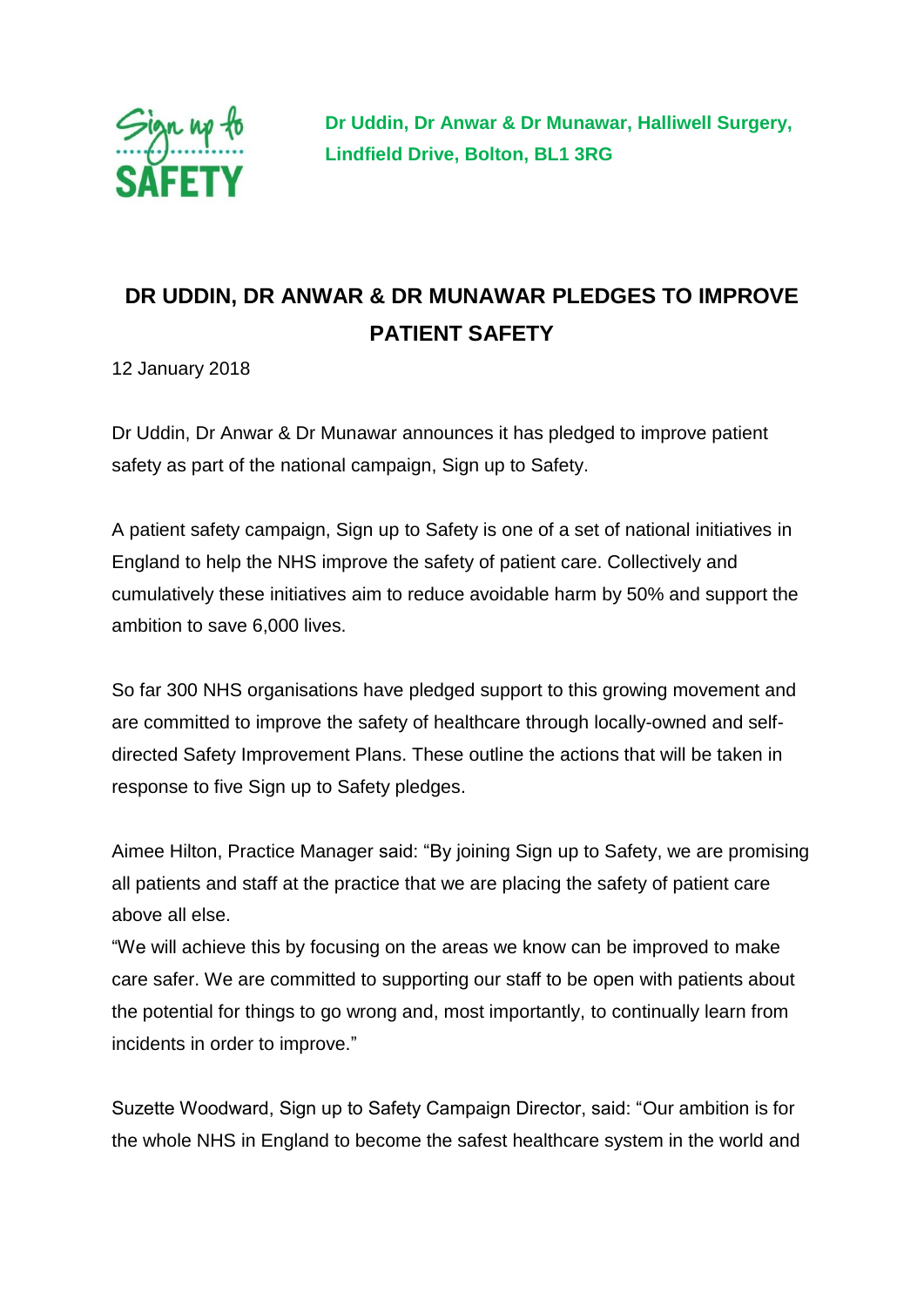**Dr Uddin, Dr Anwar & Dr Munawar, Halliwell Surgery, Lindfield Drive, Bolton, BL1 3RG**

# DR UDDIN, DR ANWAR & DR MUNAWAR PLEDGES TO IMPROVE PATIENT SAFETY

12 January 2018

Dr Uddin, Dr Anwar & Dr Munawar announces it has pledged to improve patient safety as part of the national campaign, Sign up to Safety.

A patient safety campaign, Sign up to Safety is one of a set of national initiatives in England to help the NHS improve the safety of patient care. Collectively and cumulatively these initiatives aim to reduce avoidable harm by 50% and support the ambition to save 6,000 lives.

So far 300 NHS organisations have pledged support to this growing movement and are committed to improve the safety of healthcare through locally-owned and self-directed Safety Improvement Plans. These outline the actions that will be taken in response to five Sign up to Safety pledges.

Aimee Hilton, Practice Manager said: "By joining Sign up to Safety, we are promising all patients and staff at the practice that we are placing the safety of patient care above all else.

"We will achieve this by focusing on the areas we know can be improved to make care safer. We are committed to supporting our staff to be open with patients about the potential for things to go wrong and, most importantly, to continually learn from incidents in order to improve."

Suzette Woodward, Sign up to Safety Campaign Director, said: "Our ambition is for the whole NHS in England to become the safest healthcare system in the world and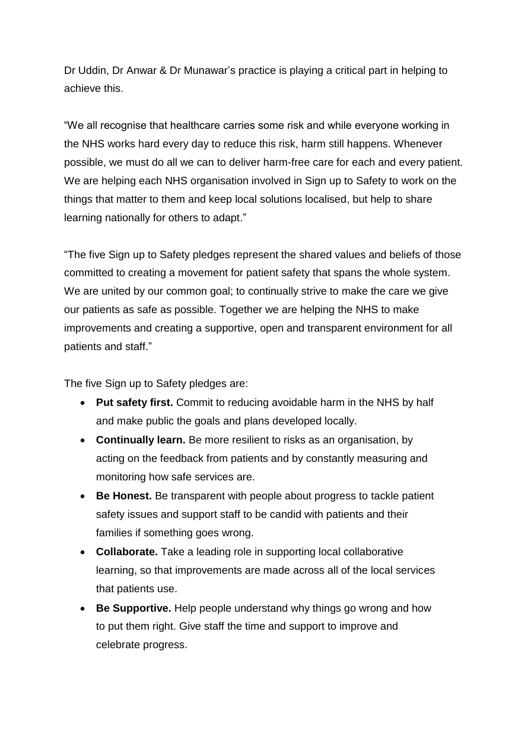Dr Uddin, Dr Anwar & Dr Munawar's practice is playing a critical part in helping to achieve this.

"We all recognise that healthcare carries some risk and while everyone working in the NHS works hard every day to reduce this risk, harm still happens. Whenever possible, we must do all we can to deliver harm-free care for each and every patient. We are helping each NHS organisation involved in Sign up to Safety to work on the things that matter to them and keep local solutions localised, but help to share learning nationally for others to adapt."

"The five Sign up to Safety pledges represent the shared values and beliefs of those committed to creating a movement for patient safety that spans the whole system. We are united by our common goal; to continually strive to make the care we give our patients as safe as possible. Together we are helping the NHS to make improvements and creating a supportive, open and transparent environment for all patients and staff."

The five Sign up to Safety pledges are:

- **Put safety first.** Commit to reducing avoidable harm in the NHS by half and make public the goals and plans developed locally.
- **Continually learn.** Be more resilient to risks as an organisation, by acting on the feedback from patients and by constantly measuring and monitoring how safe services are.
- **Be Honest.** Be transparent with people about progress to tackle patient safety issues and support staff to be candid with patients and their families if something goes wrong.
- **Collaborate.** Take a leading role in supporting local collaborative learning, so that improvements are made across all of the local services that patients use.
- **Be Supportive.** Help people understand why things go wrong and how to put them right. Give staff the time and support to improve and celebrate progress.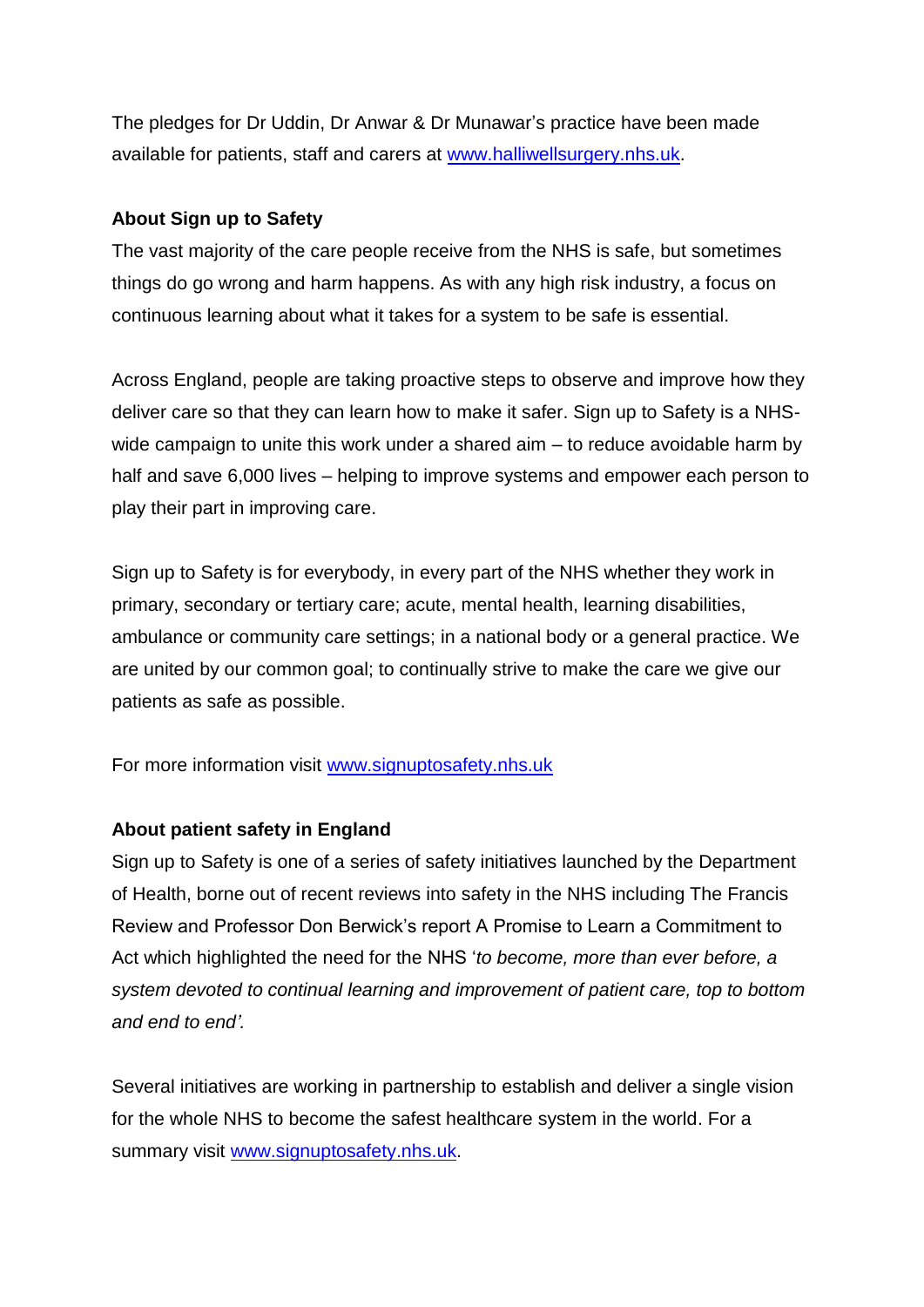The pledges for Dr Uddin, Dr Anwar & Dr Munawar's practice have been made available for patients, staff and carers at www.halliwellsurgery.nhs.uk.

**About Sign up to Safety**

The vast majority of the care people receive from the NHS is safe, but sometimes things do go wrong and harm happens. As with any high risk industry, a focus on continuous learning about what it takes for a system to be safe is essential.

Across England, people are taking proactive steps to observe and improve how they deliver care so that they can learn how to make it safer. Sign up to Safety is a NHS-wide campaign to unite this work under a shared aim – to reduce avoidable harm by half and save 6,000 lives – helping to improve systems and empower each person to play their part in improving care.

Sign up to Safety is for everybody, in every part of the NHS whether they work in primary, secondary or tertiary care; acute, mental health, learning disabilities, ambulance or community care settings; in a national body or a general practice. We are united by our common goal; to continually strive to make the care we give our patients as safe as possible.

For more information visit www.signuptosafety.nhs.uk

**About patient safety in England**

Sign up to Safety is one of a series of safety initiatives launched by the Department of Health, borne out of recent reviews into safety in the NHS including The Francis Review and Professor Don Berwick's report A Promise to Learn a Commitment to Act which highlighted the need for the NHS '*to become, more than ever before, a system devoted to continual learning and improvement of patient care, top to bottom and end to end'.*

Several initiatives are working in partnership to establish and deliver a single vision for the whole NHS to become the safest healthcare system in the world. For a summary visit www.signuptosafety.nhs.uk.